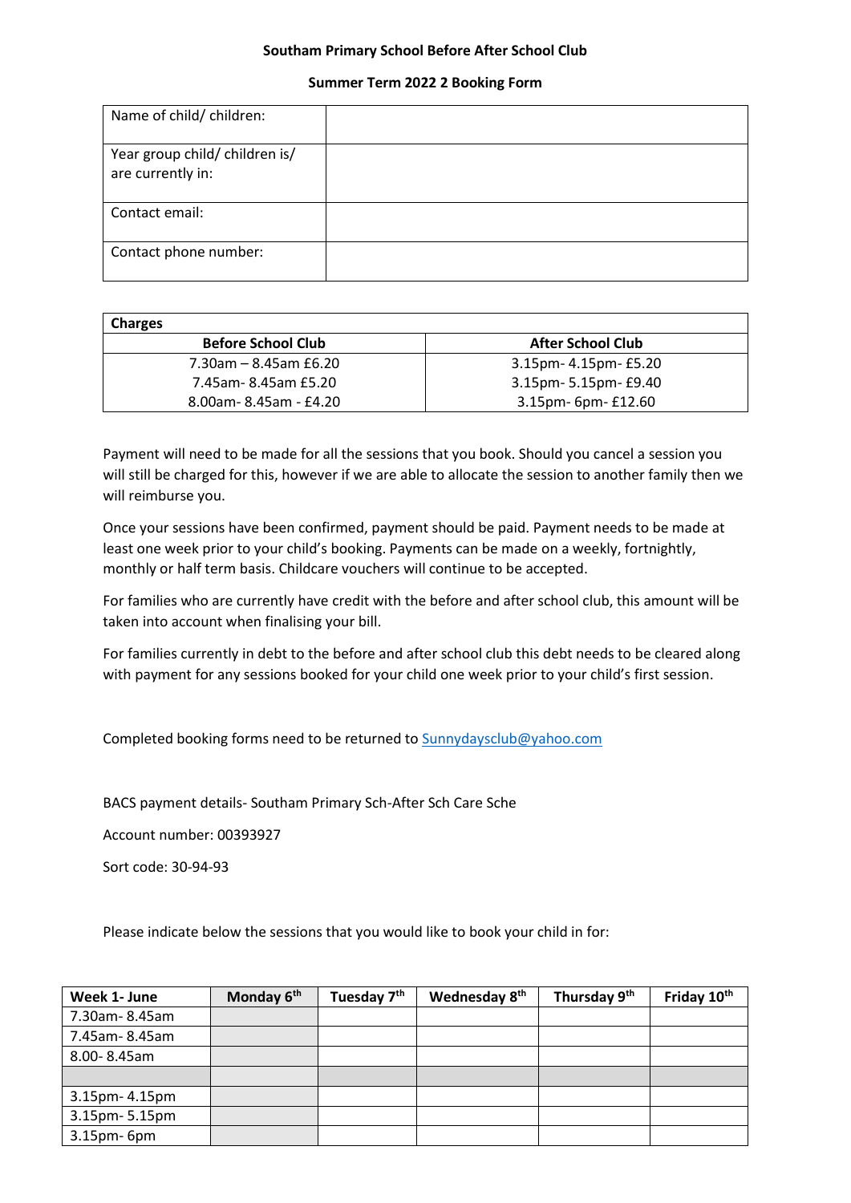**Southam Primary School Before After School Club**

**Summer Term 2022 2 Booking Form**

| Name of child/ children: | |
|---|---|
| Year group child/ children is/ are currently in: | |
| Contact email: | |
| Contact phone number: | |

| **Charges** | |
|---|---|
| **Before School Club** | **After School Club** |
| 7.30am – 8.45am £6.20 | 3.15pm- 4.15pm- £5.20 |
| 7.45am- 8.45am £5.20 | 3.15pm- 5.15pm- £9.40 |
| 8.00am- 8.45am - £4.20 | 3.15pm- 6pm- £12.60 |

Payment will need to be made for all the sessions that you book. Should you cancel a session you will still be charged for this, however if we are able to allocate the session to another family then we will reimburse you.

Once your sessions have been confirmed, payment should be paid. Payment needs to be made at least one week prior to your child's booking. Payments can be made on a weekly, fortnightly, monthly or half term basis. Childcare vouchers will continue to be accepted.

For families who are currently have credit with the before and after school club, this amount will be taken into account when finalising your bill.

For families currently in debt to the before and after school club this debt needs to be cleared along with payment for any sessions booked for your child one week prior to your child's first session.

Completed booking forms need to be returned to Sunnydaysclub@yahoo.com

BACS payment details- Southam Primary Sch-After Sch Care Sche

Account number: 00393927

Sort code: 30-94-93

Please indicate below the sessions that you would like to book your child in for:

| **Week 1- June** | **Monday 6th** | **Tuesday 7th** | **Wednesday 8th** | **Thursday 9th** | **Friday 10th** |
|---|---|---|---|---|---|
| 7.30am- 8.45am | | | | | |
| 7.45am- 8.45am | | | | | |
| 8.00- 8.45am | | | | | |
| | | | | | |
| 3.15pm- 4.15pm | | | | | |
| 3.15pm- 5.15pm | | | | | |
| 3.15pm- 6pm | | | | | |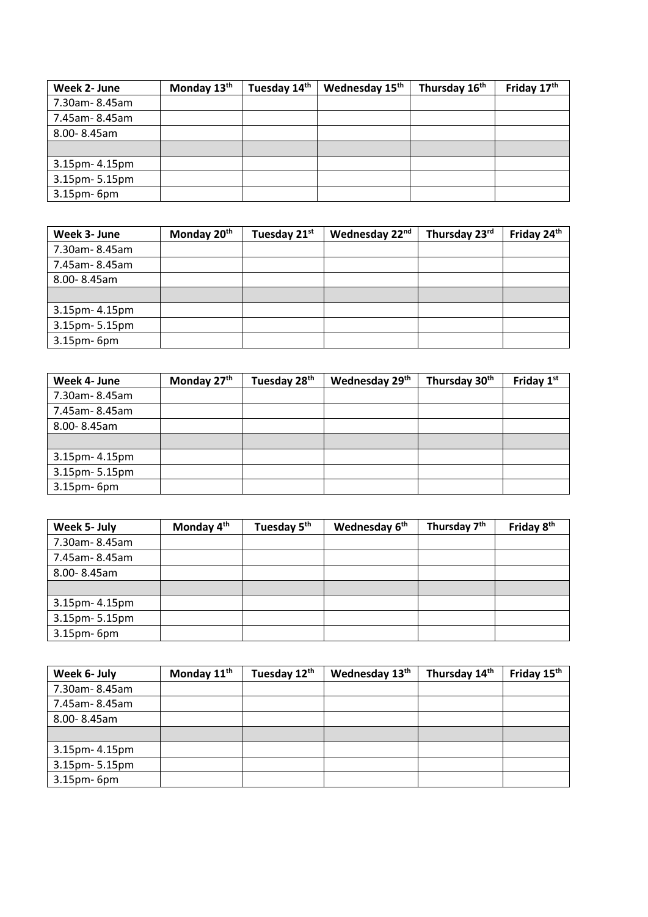| Week 2- June | Monday 13th | Tuesday 14th | Wednesday 15th | Thursday 16th | Friday 17th |
|---|---|---|---|---|---|
| 7.30am- 8.45am | | | | | |
| 7.45am- 8.45am | | | | | |
| 8.00- 8.45am | | | | | |
| | | | | | |
| 3.15pm- 4.15pm | | | | | |
| 3.15pm- 5.15pm | | | | | |
| 3.15pm- 6pm | | | | | |

| Week 3- June | Monday 20th | Tuesday 21st | Wednesday 22nd | Thursday 23rd | Friday 24th |
|---|---|---|---|---|---|
| 7.30am- 8.45am | | | | | |
| 7.45am- 8.45am | | | | | |
| 8.00- 8.45am | | | | | |
| | | | | | |
| 3.15pm- 4.15pm | | | | | |
| 3.15pm- 5.15pm | | | | | |
| 3.15pm- 6pm | | | | | |

| Week 4- June | Monday 27th | Tuesday 28th | Wednesday 29th | Thursday 30th | Friday 1st |
|---|---|---|---|---|---|
| 7.30am- 8.45am | | | | | |
| 7.45am- 8.45am | | | | | |
| 8.00- 8.45am | | | | | |
| | | | | | |
| 3.15pm- 4.15pm | | | | | |
| 3.15pm- 5.15pm | | | | | |
| 3.15pm- 6pm | | | | | |

| Week 5- July | Monday 4th | Tuesday 5th | Wednesday 6th | Thursday 7th | Friday 8th |
|---|---|---|---|---|---|
| 7.30am- 8.45am | | | | | |
| 7.45am- 8.45am | | | | | |
| 8.00- 8.45am | | | | | |
| | | | | | |
| 3.15pm- 4.15pm | | | | | |
| 3.15pm- 5.15pm | | | | | |
| 3.15pm- 6pm | | | | | |

| Week 6- July | Monday 11th | Tuesday 12th | Wednesday 13th | Thursday 14th | Friday 15th |
|---|---|---|---|---|---|
| 7.30am- 8.45am | | | | | |
| 7.45am- 8.45am | | | | | |
| 8.00- 8.45am | | | | | |
| | | | | | |
| 3.15pm- 4.15pm | | | | | |
| 3.15pm- 5.15pm | | | | | |
| 3.15pm- 6pm | | | | | |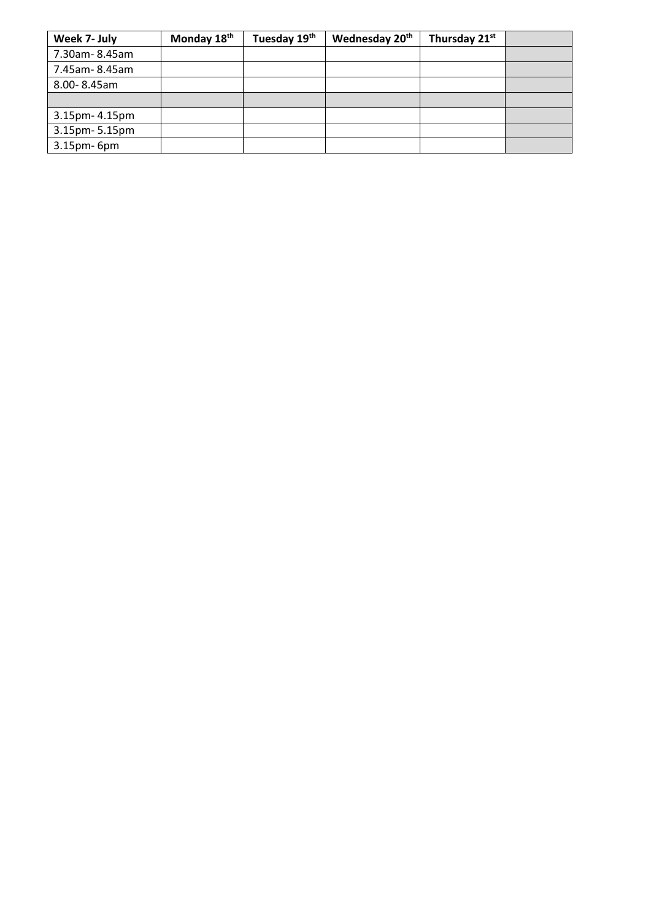| Week 7- July | Monday 18th | Tuesday 19th | Wednesday 20th | Thursday 21st | |
|---|---|---|---|---|---|
| 7.30am- 8.45am | | | | | |
| 7.45am- 8.45am | | | | | |
| 8.00- 8.45am | | | | | |
| | | | | | |
| 3.15pm- 4.15pm | | | | | |
| 3.15pm- 5.15pm | | | | | |
| 3.15pm- 6pm | | | | | |